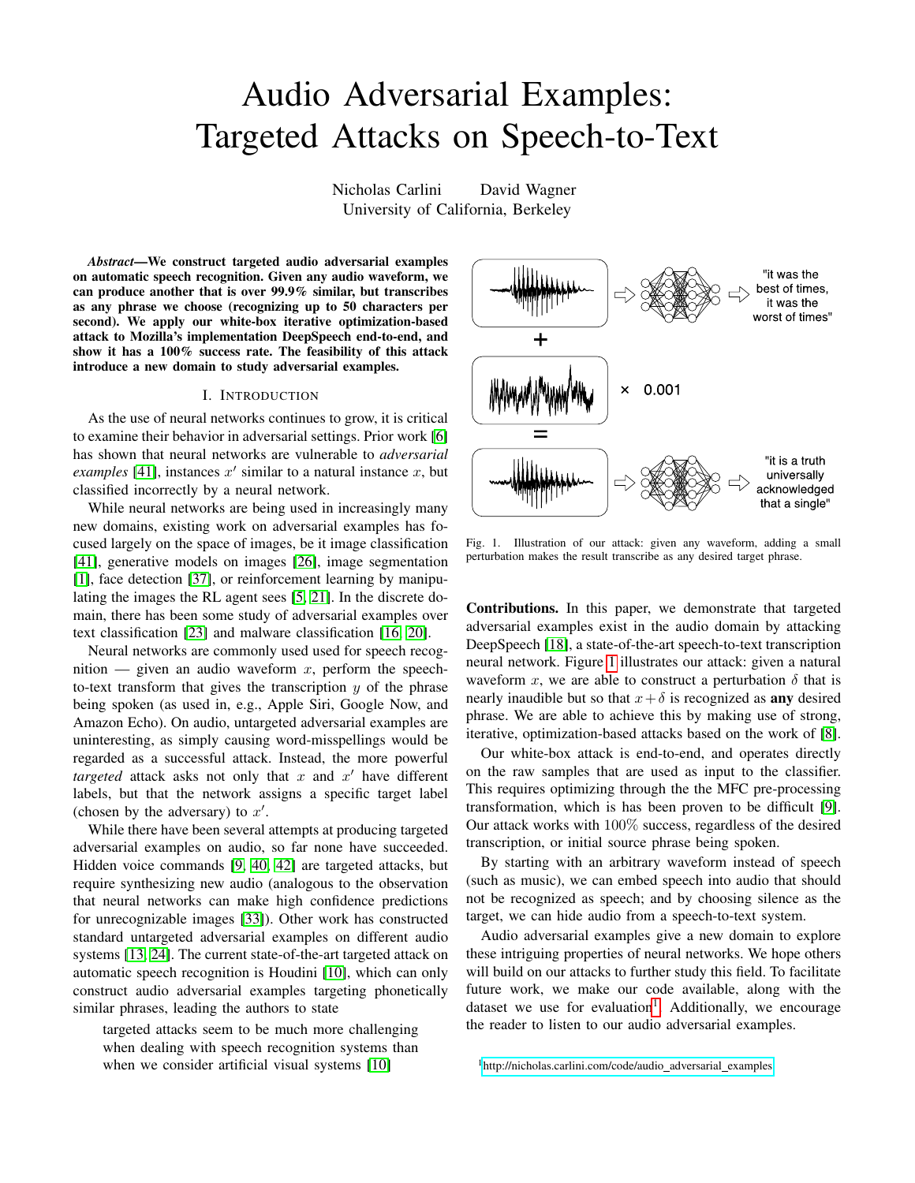# Audio Adversarial Examples: Targeted Attacks on Speech-to-Text

Nicholas Carlini    David Wagner
University of California, Berkeley

***Abstract*—We construct targeted audio adversarial examples on automatic speech recognition. Given any audio waveform, we can produce another that is over 99.9% similar, but transcribes as any phrase we choose (recognizing up to 50 characters per second). We apply our white-box iterative optimization-based attack to Mozilla's implementation DeepSpeech end-to-end, and show it has a 100% success rate. The feasibility of this attack introduce a new domain to study adversarial examples.**

## I. Introduction

As the use of neural networks continues to grow, it is critical to examine their behavior in adversarial settings. Prior work [6] has shown that neural networks are vulnerable to *adversarial examples* [41], instances $x'$ similar to a natural instance $x$, but classified incorrectly by a neural network.

While neural networks are being used in increasingly many new domains, existing work on adversarial examples has focused largely on the space of images, be it image classification [41], generative models on images [26], image segmentation [1], face detection [37], or reinforcement learning by manipulating the images the RL agent sees [5, 21]. In the discrete domain, there has been some study of adversarial examples over text classification [23] and malware classification [16, 20].

Neural networks are commonly used used for speech recognition — given an audio waveform $x$, perform the speech-to-text transform that gives the transcription $y$ of the phrase being spoken (as used in, e.g., Apple Siri, Google Now, and Amazon Echo). On audio, untargeted adversarial examples are uninteresting, as simply causing word-misspellings would be regarded as a successful attack. Instead, the more powerful *targeted* attack asks not only that $x$ and $x'$ have different labels, but that the network assigns a specific target label (chosen by the adversary) to $x'$.

While there have been several attempts at producing targeted adversarial examples on audio, so far none have succeeded. Hidden voice commands [9, 40, 42] are targeted attacks, but require synthesizing new audio (analogous to the observation that neural networks can make high confidence predictions for unrecognizable images [33]). Other work has constructed standard untargeted adversarial examples on different audio systems [13, 24]. The current state-of-the-art targeted attack on automatic speech recognition is Houdini [10], which can only construct audio adversarial examples targeting phonetically similar phrases, leading the authors to state

> targeted attacks seem to be much more challenging when dealing with speech recognition systems than when we consider artificial visual systems [10]

Fig. 1. Illustration of our attack: given any waveform, adding a small perturbation makes the result transcribe as any desired target phrase.

**Contributions.** In this paper, we demonstrate that targeted adversarial examples exist in the audio domain by attacking DeepSpeech [18], a state-of-the-art speech-to-text transcription neural network. Figure 1 illustrates our attack: given a natural waveform $x$, we are able to construct a perturbation $\delta$ that is nearly inaudible but so that $x + \delta$ is recognized as **any** desired phrase. We are able to achieve this by making use of strong, iterative, optimization-based attacks based on the work of [8].

Our white-box attack is end-to-end, and operates directly on the raw samples that are used as input to the classifier. This requires optimizing through the the MFC pre-processing transformation, which is has been proven to be difficult [9]. Our attack works with 100% success, regardless of the desired transcription, or initial source phrase being spoken.

By starting with an arbitrary waveform instead of speech (such as music), we can embed speech into audio that should not be recognized as speech; and by choosing silence as the target, we can hide audio from a speech-to-text system.

Audio adversarial examples give a new domain to explore these intriguing properties of neural networks. We hope others will build on our attacks to further study this field. To facilitate future work, we make our code available, along with the dataset we use for evaluation[1]. Additionally, we encourage the reader to listen to our audio adversarial examples.

[1] http://nicholas.carlini.com/code/audio_adversarial_examples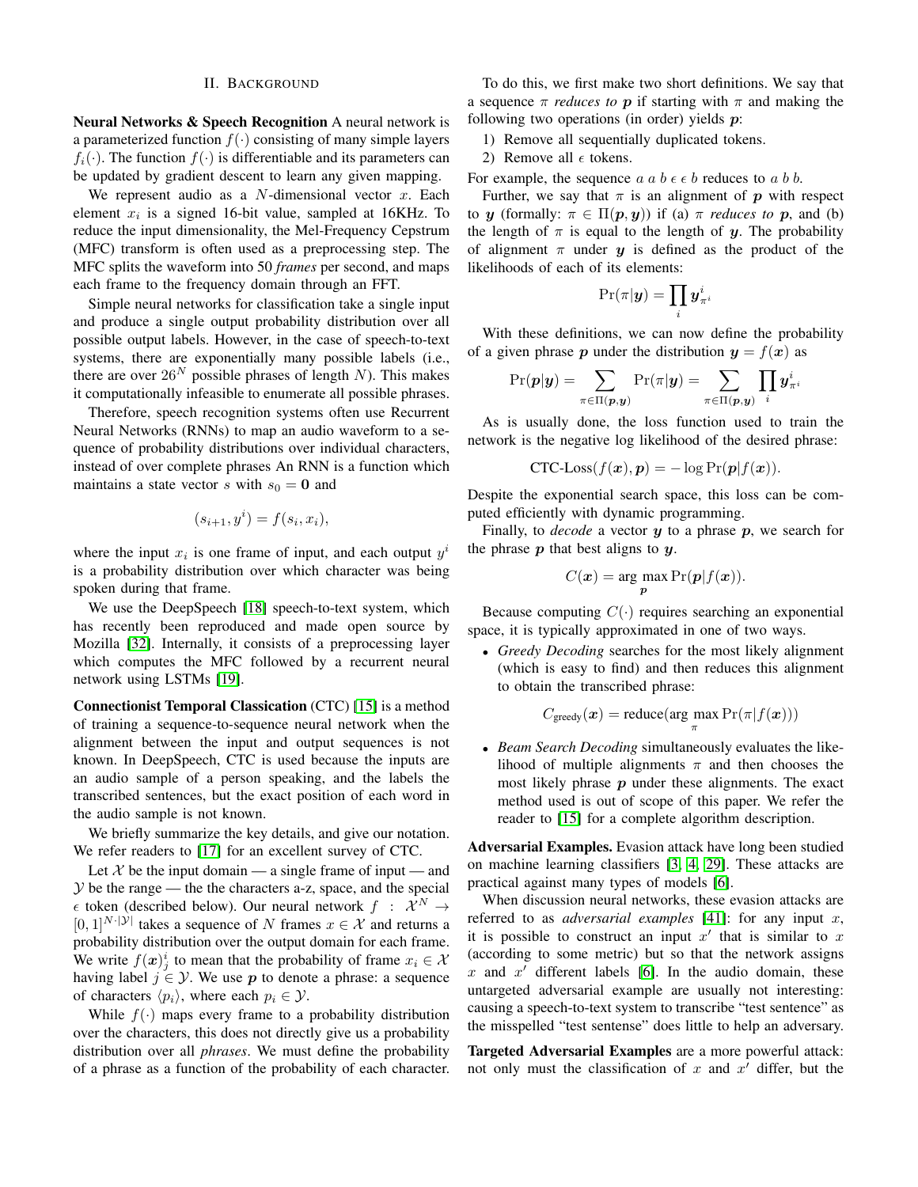## II. Background

**Neural Networks & Speech Recognition** A neural network is a parameterized function $f(\cdot)$ consisting of many simple layers $f_i(\cdot)$. The function $f(\cdot)$ is differentiable and its parameters can be updated by gradient descent to learn any given mapping.

We represent audio as a $N$-dimensional vector $x$. Each element $x_i$ is a signed 16-bit value, sampled at 16KHz. To reduce the input dimensionality, the Mel-Frequency Cepstrum (MFC) transform is often used as a preprocessing step. The MFC splits the waveform into 50 *frames* per second, and maps each frame to the frequency domain through an FFT.

Simple neural networks for classification take a single input and produce a single output probability distribution over all possible output labels. However, in the case of speech-to-text systems, there are exponentially many possible labels (i.e., there are over $26^N$ possible phrases of length $N$). This makes it computationally infeasible to enumerate all possible phrases.

Therefore, speech recognition systems often use Recurrent Neural Networks (RNNs) to map an audio waveform to a sequence of probability distributions over individual characters, instead of over complete phrases An RNN is a function which maintains a state vector $s$ with $s_0 = \mathbf{0}$ and

$$(s_{i+1}, y^i) = f(s_i, x_i),$$

where the input $x_i$ is one frame of input, and each output $y^i$ is a probability distribution over which character was being spoken during that frame.

We use the DeepSpeech [18] speech-to-text system, which has recently been reproduced and made open source by Mozilla [32]. Internally, it consists of a preprocessing layer which computes the MFC followed by a recurrent neural network using LSTMs [19].

**Connectionist Temporal Classication** (CTC) [15] is a method of training a sequence-to-sequence neural network when the alignment between the input and output sequences is not known. In DeepSpeech, CTC is used because the inputs are an audio sample of a person speaking, and the labels the transcribed sentences, but the exact position of each word in the audio sample is not known.

We briefly summarize the key details, and give our notation. We refer readers to [17] for an excellent survey of CTC.

Let $\mathcal{X}$ be the input domain — a single frame of input — and $\mathcal{Y}$ be the range — the the characters a-z, space, and the special $\epsilon$ token (described below). Our neural network $f : \mathcal{X}^N \rightarrow [0,1]^{N \cdot |\mathcal{Y}|}$ takes a sequence of $N$ frames $x \in \mathcal{X}$ and returns a probability distribution over the output domain for each frame. We write $f(\boldsymbol{x})^i_j$ to mean that the probability of frame $x_i \in \mathcal{X}$ having label $j \in \mathcal{Y}$. We use $\boldsymbol{p}$ to denote a phrase: a sequence of characters $\langle p_i \rangle$, where each $p_i \in \mathcal{Y}$.

While $f(\cdot)$ maps every frame to a probability distribution over the characters, this does not directly give us a probability distribution over all *phrases*. We must define the probability of a phrase as a function of the probability of each character.

To do this, we first make two short definitions. We say that a sequence $\pi$ *reduces to* $\boldsymbol{p}$ if starting with $\pi$ and making the following two operations (in order) yields $\boldsymbol{p}$:

1) Remove all sequentially duplicated tokens.
2) Remove all $\epsilon$ tokens.

For example, the sequence $a\ a\ b\ \epsilon\ \epsilon\ b$ reduces to $a\ b\ b$.

Further, we say that $\pi$ is an alignment of $\boldsymbol{p}$ with respect to $\boldsymbol{y}$ (formally: $\pi \in \Pi(\boldsymbol{p}, \boldsymbol{y})$) if (a) $\pi$ *reduces to* $\boldsymbol{p}$, and (b) the length of $\pi$ is equal to the length of $\boldsymbol{y}$. The probability of alignment $\pi$ under $\boldsymbol{y}$ is defined as the product of the likelihoods of each of its elements:

$$\Pr(\pi|\boldsymbol{y}) = \prod_i \boldsymbol{y}^i_{\pi^i}$$

With these definitions, we can now define the probability of a given phrase $\boldsymbol{p}$ under the distribution $\boldsymbol{y} = f(\boldsymbol{x})$ as

$$\Pr(\boldsymbol{p}|\boldsymbol{y}) = \sum_{\pi \in \Pi(\boldsymbol{p}, \boldsymbol{y})} \Pr(\pi|\boldsymbol{y}) = \sum_{\pi \in \Pi(\boldsymbol{p}, \boldsymbol{y})} \prod_i \boldsymbol{y}^i_{\pi^i}$$

As is usually done, the loss function used to train the network is the negative log likelihood of the desired phrase:

$$\text{CTC-Loss}(f(\boldsymbol{x}), \boldsymbol{p}) = -\log \Pr(\boldsymbol{p}|f(\boldsymbol{x})).$$

Despite the exponential search space, this loss can be computed efficiently with dynamic programming.

Finally, to *decode* a vector $\boldsymbol{y}$ to a phrase $\boldsymbol{p}$, we search for the phrase $\boldsymbol{p}$ that best aligns to $\boldsymbol{y}$.

$$C(\boldsymbol{x}) = \arg\max_{\boldsymbol{p}} \Pr(\boldsymbol{p}|f(\boldsymbol{x})).$$

Because computing $C(\cdot)$ requires searching an exponential space, it is typically approximated in one of two ways.

- *Greedy Decoding* searches for the most likely alignment (which is easy to find) and then reduces this alignment to obtain the transcribed phrase:

$$C_{\text{greedy}}(\boldsymbol{x}) = \text{reduce}(\arg\max_{\pi} \Pr(\pi|f(\boldsymbol{x})))$$

- *Beam Search Decoding* simultaneously evaluates the likelihood of multiple alignments $\pi$ and then chooses the most likely phrase $\boldsymbol{p}$ under these alignments. The exact method used is out of scope of this paper. We refer the reader to [15] for a complete algorithm description.

**Adversarial Examples.** Evasion attack have long been studied on machine learning classifiers [3, 4, 29]. These attacks are practical against many types of models [6].

When discussion neural networks, these evasion attacks are referred to as *adversarial examples* [41]: for any input $x$, it is possible to construct an input $x'$ that is similar to $x$ (according to some metric) but so that the network assigns $x$ and $x'$ different labels [6]. In the audio domain, these untargeted adversarial example are usually not interesting: causing a speech-to-text system to transcribe "test sentence" as the misspelled "test sentense" does little to help an adversary.

**Targeted Adversarial Examples** are a more powerful attack: not only must the classification of $x$ and $x'$ differ, but the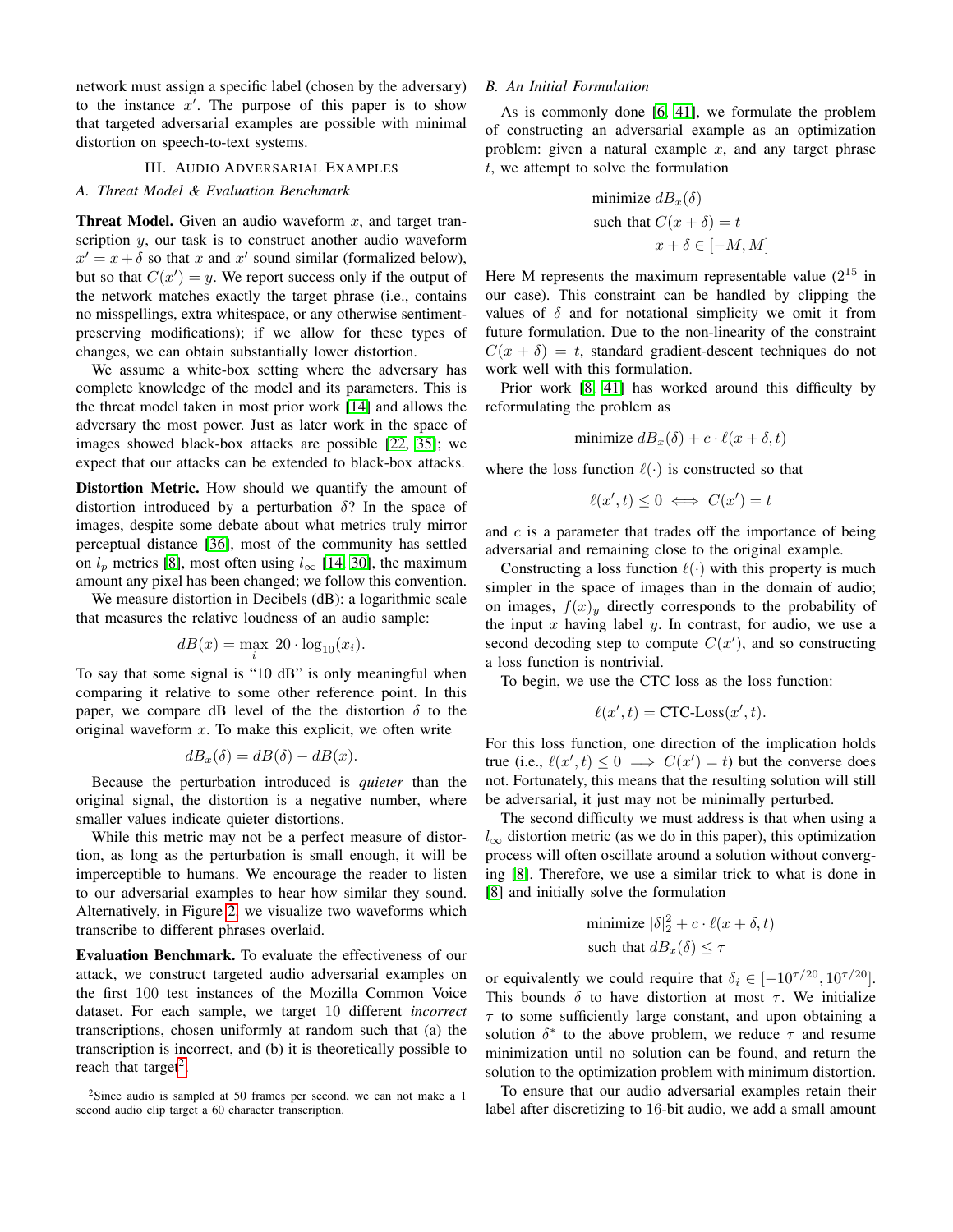network must assign a specific label (chosen by the adversary) to the instance $x'$. The purpose of this paper is to show that targeted adversarial examples are possible with minimal distortion on speech-to-text systems.

## III. Audio Adversarial Examples

### A. Threat Model & Evaluation Benchmark

**Threat Model.** Given an audio waveform $x$, and target transcription $y$, our task is to construct another audio waveform $x' = x + \delta$ so that $x$ and $x'$ sound similar (formalized below), but so that $C(x') = y$. We report success only if the output of the network matches exactly the target phrase (i.e., contains no misspellings, extra whitespace, or any otherwise sentiment-preserving modifications); if we allow for these types of changes, we can obtain substantially lower distortion.

We assume a white-box setting where the adversary has complete knowledge of the model and its parameters. This is the threat model taken in most prior work [14] and allows the adversary the most power. Just as later work in the space of images showed black-box attacks are possible [22, 35]; we expect that our attacks can be extended to black-box attacks.

**Distortion Metric.** How should we quantify the amount of distortion introduced by a perturbation $\delta$? In the space of images, despite some debate about what metrics truly mirror perceptual distance [36], most of the community has settled on $l_p$ metrics [8], most often using $l_\infty$ [14, 30], the maximum amount any pixel has been changed; we follow this convention.

We measure distortion in Decibels (dB): a logarithmic scale that measures the relative loudness of an audio sample:

$$dB(x) = \max_i \; 20 \cdot \log_{10}(x_i).$$

To say that some signal is "10 dB" is only meaningful when comparing it relative to some other reference point. In this paper, we compare dB level of the the distortion $\delta$ to the original waveform $x$. To make this explicit, we often write

$$dB_x(\delta) = dB(\delta) - dB(x).$$

Because the perturbation introduced is *quieter* than the original signal, the distortion is a negative number, where smaller values indicate quieter distortions.

While this metric may not be a perfect measure of distortion, as long as the perturbation is small enough, it will be imperceptible to humans. We encourage the reader to listen to our adversarial examples to hear how similar they sound. Alternatively, in Figure 2, we visualize two waveforms which transcribe to different phrases overlaid.

**Evaluation Benchmark.** To evaluate the effectiveness of our attack, we construct targeted audio adversarial examples on the first 100 test instances of the Mozilla Common Voice dataset. For each sample, we target 10 different *incorrect* transcriptions, chosen uniformly at random such that (a) the transcription is incorrect, and (b) it is theoretically possible to reach that target[2].

[2]Since audio is sampled at 50 frames per second, we can not make a 1 second audio clip target a 60 character transcription.

### B. An Initial Formulation

As is commonly done [6, 41], we formulate the problem of constructing an adversarial example as an optimization problem: given a natural example $x$, and any target phrase $t$, we attempt to solve the formulation

$$\begin{aligned} &\text{minimize } dB_x(\delta) \\ &\text{such that } C(x+\delta) = t \\ &\qquad\qquad x + \delta \in [-M, M] \end{aligned}$$

Here M represents the maximum representable value ($2^{15}$ in our case). This constraint can be handled by clipping the values of $\delta$ and for notational simplicity we omit it from future formulation. Due to the non-linearity of the constraint $C(x + \delta) = t$, standard gradient-descent techniques do not work well with this formulation.

Prior work [8, 41] has worked around this difficulty by reformulating the problem as

$$\text{minimize } dB_x(\delta) + c \cdot \ell(x + \delta, t)$$

where the loss function $\ell(\cdot)$ is constructed so that

$$\ell(x', t) \leq 0 \iff C(x') = t$$

and $c$ is a parameter that trades off the importance of being adversarial and remaining close to the original example.

Constructing a loss function $\ell(\cdot)$ with this property is much simpler in the space of images than in the domain of audio; on images, $f(x)_y$ directly corresponds to the probability of the input $x$ having label $y$. In contrast, for audio, we use a second decoding step to compute $C(x')$, and so constructing a loss function is nontrivial.

To begin, we use the CTC loss as the loss function:

$$\ell(x', t) = \text{CTC-Loss}(x', t).$$

For this loss function, one direction of the implication holds true (i.e., $\ell(x', t) \leq 0 \implies C(x') = t$) but the converse does not. Fortunately, this means that the resulting solution will still be adversarial, it just may not be minimally perturbed.

The second difficulty we must address is that when using a $l_\infty$ distortion metric (as we do in this paper), this optimization process will often oscillate around a solution without converging [8]. Therefore, we use a similar trick to what is done in [8] and initially solve the formulation

$$\begin{aligned} &\text{minimize } |\delta|_2^2 + c \cdot \ell(x + \delta, t) \\ &\text{such that } dB_x(\delta) \leq \tau \end{aligned}$$

or equivalently we could require that $\delta_i \in [-10^{\tau/20}, 10^{\tau/20}]$. This bounds $\delta$ to have distortion at most $\tau$. We initialize $\tau$ to some sufficiently large constant, and upon obtaining a solution $\delta^*$ to the above problem, we reduce $\tau$ and resume minimization until no solution can be found, and return the solution to the optimization problem with minimum distortion.

To ensure that our audio adversarial examples retain their label after discretizing to 16-bit audio, we add a small amount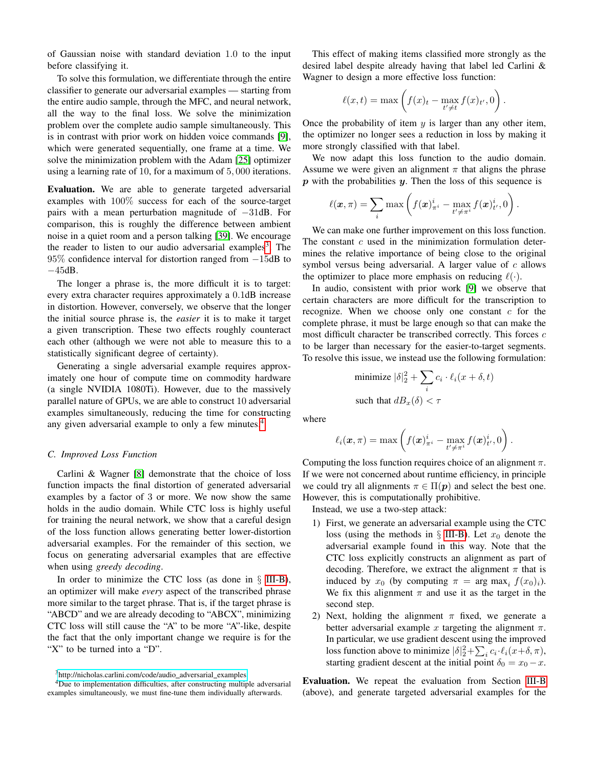of Gaussian noise with standard deviation 1.0 to the input before classifying it.

To solve this formulation, we differentiate through the entire classifier to generate our adversarial examples — starting from the entire audio sample, through the MFC, and neural network, all the way to the final loss. We solve the minimization problem over the complete audio sample simultaneously. This is in contrast with prior work on hidden voice commands [9], which were generated sequentially, one frame at a time. We solve the minimization problem with the Adam [25] optimizer using a learning rate of 10, for a maximum of 5,000 iterations.

**Evaluation.** We are able to generate targeted adversarial examples with 100% success for each of the source-target pairs with a mean perturbation magnitude of −31dB. For comparison, this is roughly the difference between ambient noise in a quiet room and a person talking [39]. We encourage the reader to listen to our audio adversarial examples[3]. The 95% confidence interval for distortion ranged from −15dB to −45dB.

The longer a phrase is, the more difficult it is to target: every extra character requires approximately a 0.1dB increase in distortion. However, conversely, we observe that the longer the initial source phrase is, the *easier* it is to make it target a given transcription. These two effects roughly counteract each other (although we were not able to measure this to a statistically significant degree of certainty).

Generating a single adversarial example requires approximately one hour of compute time on commodity hardware (a single NVIDIA 1080Ti). However, due to the massively parallel nature of GPUs, we are able to construct 10 adversarial examples simultaneously, reducing the time for constructing any given adversarial example to only a few minutes.[4]

### C. Improved Loss Function

Carlini & Wagner [8] demonstrate that the choice of loss function impacts the final distortion of generated adversarial examples by a factor of 3 or more. We now show the same holds in the audio domain. While CTC loss is highly useful for training the neural network, we show that a careful design of the loss function allows generating better lower-distortion adversarial examples. For the remainder of this section, we focus on generating adversarial examples that are effective when using *greedy decoding*.

In order to minimize the CTC loss (as done in § III-B), an optimizer will make *every* aspect of the transcribed phrase more similar to the target phrase. That is, if the target phrase is "ABCD" and we are already decoding to "ABCX", minimizing CTC loss will still cause the "A" to be more "A"-like, despite the fact that the only important change we require is for the "X" to be turned into a "D".

This effect of making items classified more strongly as the desired label despite already having that label led Carlini & Wagner to design a more effective loss function:

$$\ell(x,t) = \max\left(f(x)_t - \max_{t' \neq t} f(x)_{t'}, 0\right).$$

Once the probability of item $y$ is larger than any other item, the optimizer no longer sees a reduction in loss by making it more strongly classified with that label.

We now adapt this loss function to the audio domain. Assume we were given an alignment $\pi$ that aligns the phrase $\boldsymbol{p}$ with the probabilities $\boldsymbol{y}$. Then the loss of this sequence is

$$\ell(\boldsymbol{x},\pi) = \sum_i \max\left(f(\boldsymbol{x})^i_{\pi^i} - \max_{t' \neq \pi^i} f(\boldsymbol{x})^i_{t'}, 0\right).$$

We can make one further improvement on this loss function. The constant $c$ used in the minimization formulation determines the relative importance of being close to the original symbol versus being adversarial. A larger value of $c$ allows the optimizer to place more emphasis on reducing $\ell(\cdot)$.

In audio, consistent with prior work [9] we observe that certain characters are more difficult for the transcription to recognize. When we choose only one constant $c$ for the complete phrase, it must be large enough so that can make the most difficult character be transcribed correctly. This forces $c$ to be larger than necessary for the easier-to-target segments. To resolve this issue, we instead use the following formulation:

$$\text{minimize } |\delta|_2^2 + \sum_i c_i \cdot \ell_i(x+\delta, t)$$
$$\text{such that } dB_x(\delta) < \tau$$

where

$$\ell_i(\boldsymbol{x},\pi) = \max\left(f(\boldsymbol{x})^i_{\pi^i} - \max_{t' \neq \pi^i} f(\boldsymbol{x})^i_{t'}, 0\right).$$

Computing the loss function requires choice of an alignment $\pi$. If we were not concerned about runtime efficiency, in principle we could try all alignments $\pi \in \Pi(\boldsymbol{p})$ and select the best one. However, this is computationally prohibitive.

Instead, we use a two-step attack:

1) First, we generate an adversarial example using the CTC loss (using the methods in § III-B). Let $x_0$ denote the adversarial example found in this way. Note that the CTC loss explicitly constructs an alignment as part of decoding. Therefore, we extract the alignment $\pi$ that is induced by $x_0$ (by computing $\pi = \arg\max_i f(x_0)_i$). We fix this alignment $\pi$ and use it as the target in the second step.
2) Next, holding the alignment $\pi$ fixed, we generate a better adversarial example $x$ targeting the alignment $\pi$. In particular, we use gradient descent using the improved loss function above to minimize $|\delta|_2^2 + \sum_i c_i \cdot \ell_i(x+\delta, \pi)$, starting gradient descent at the initial point $\delta_0 = x_0 - x$.

**Evaluation.** We repeat the evaluation from Section III-B (above), and generate targeted adversarial examples for the

[3] http://nicholas.carlini.com/code/audio_adversarial_examples

[4] Due to implementation difficulties, after constructing multiple adversarial examples simultaneously, we must fine-tune them individually afterwards.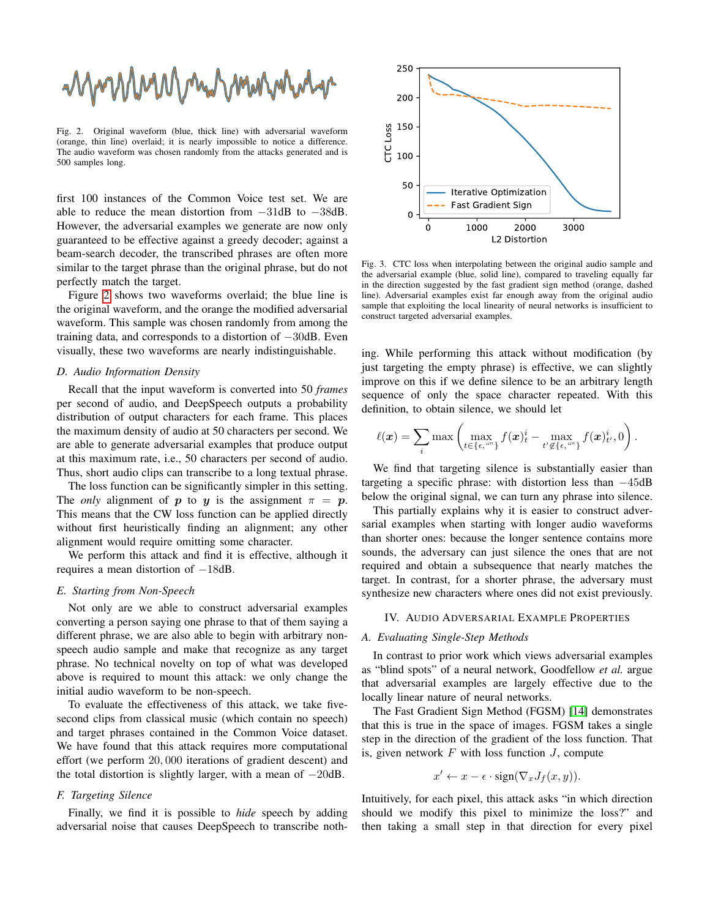Fig. 2. Original waveform (blue, thick line) with adversarial waveform (orange, thin line) overlaid; it is nearly impossible to notice a difference. The audio waveform was chosen randomly from the attacks generated and is 500 samples long.

first 100 instances of the Common Voice test set. We are able to reduce the mean distortion from $-31$dB to $-38$dB. However, the adversarial examples we generate are now only guaranteed to be effective against a greedy decoder; against a beam-search decoder, the transcribed phrases are often more similar to the target phrase than the original phrase, but do not perfectly match the target.

Figure 2 shows two waveforms overlaid; the blue line is the original waveform, and the orange the modified adversarial waveform. This sample was chosen randomly from among the training data, and corresponds to a distortion of $-30$dB. Even visually, these two waveforms are nearly indistinguishable.

### D. Audio Information Density

Recall that the input waveform is converted into 50 *frames* per second of audio, and DeepSpeech outputs a probability distribution of output characters for each frame. This places the maximum density of audio at 50 characters per second. We are able to generate adversarial examples that produce output at this maximum rate, i.e., 50 characters per second of audio. Thus, short audio clips can transcribe to a long textual phrase.

The loss function can be significantly simpler in this setting. The *only* alignment of $\boldsymbol{p}$ to $\boldsymbol{y}$ is the assignment $\pi = \boldsymbol{p}$. This means that the CW loss function can be applied directly without first heuristically finding an alignment; any other alignment would require omitting some character.

We perform this attack and find it is effective, although it requires a mean distortion of $-18$dB.

### E. Starting from Non-Speech

Not only are we able to construct adversarial examples converting a person saying one phrase to that of them saying a different phrase, we are also able to begin with arbitrary non-speech audio sample and make that recognize as any target phrase. No technical novelty on top of what was developed above is required to mount this attack: we only change the initial audio waveform to be non-speech.

To evaluate the effectiveness of this attack, we take five-second clips from classical music (which contain no speech) and target phrases contained in the Common Voice dataset. We have found that this attack requires more computational effort (we perform $20,000$ iterations of gradient descent) and the total distortion is slightly larger, with a mean of $-20$dB.

### F. Targeting Silence

Finally, we find it is possible to *hide* speech by adding adversarial noise that causes DeepSpeech to transcribe nothing. While performing this attack without modification (by just targeting the empty phrase) is effective, we can slightly improve on this if we define silence to be an arbitrary length sequence of only the space character repeated. With this definition, to obtain silence, we should let

$$\ell(\boldsymbol{x}) = \sum_i \max\left(\max_{t \in \{\epsilon, \text{``''}\}} f(\boldsymbol{x})^i_t - \max_{t' \notin \{\epsilon, \text{``''}\}} f(\boldsymbol{x})^i_{t'}, 0\right).$$

Fig. 3. CTC loss when interpolating between the original audio sample and the adversarial example (blue, solid line), compared to traveling equally far in the direction suggested by the fast gradient sign method (orange, dashed line). Adversarial examples exist far enough away from the original audio sample that exploiting the local linearity of neural networks is insufficient to construct targeted adversarial examples.

We find that targeting silence is substantially easier than targeting a specific phrase: with distortion less than $-45$dB below the original signal, we can turn any phrase into silence.

This partially explains why it is easier to construct adversarial examples when starting with longer audio waveforms than shorter ones: because the longer sentence contains more sounds, the adversary can just silence the ones that are not required and obtain a subsequence that nearly matches the target. In contrast, for a shorter phrase, the adversary must synthesize new characters where ones did not exist previously.

## IV. Audio Adversarial Example Properties

### A. Evaluating Single-Step Methods

In contrast to prior work which views adversarial examples as "blind spots" of a neural network, Goodfellow *et al.* argue that adversarial examples are largely effective due to the locally linear nature of neural networks.

The Fast Gradient Sign Method (FGSM) [14] demonstrates that this is true in the space of images. FGSM takes a single step in the direction of the gradient of the loss function. That is, given network $F$ with loss function $J$, compute

$$x' \leftarrow x - \epsilon \cdot \text{sign}(\nabla_x J_f(x, y)).$$

Intuitively, for each pixel, this attack asks "in which direction should we modify this pixel to minimize the loss?" and then taking a small step in that direction for every pixel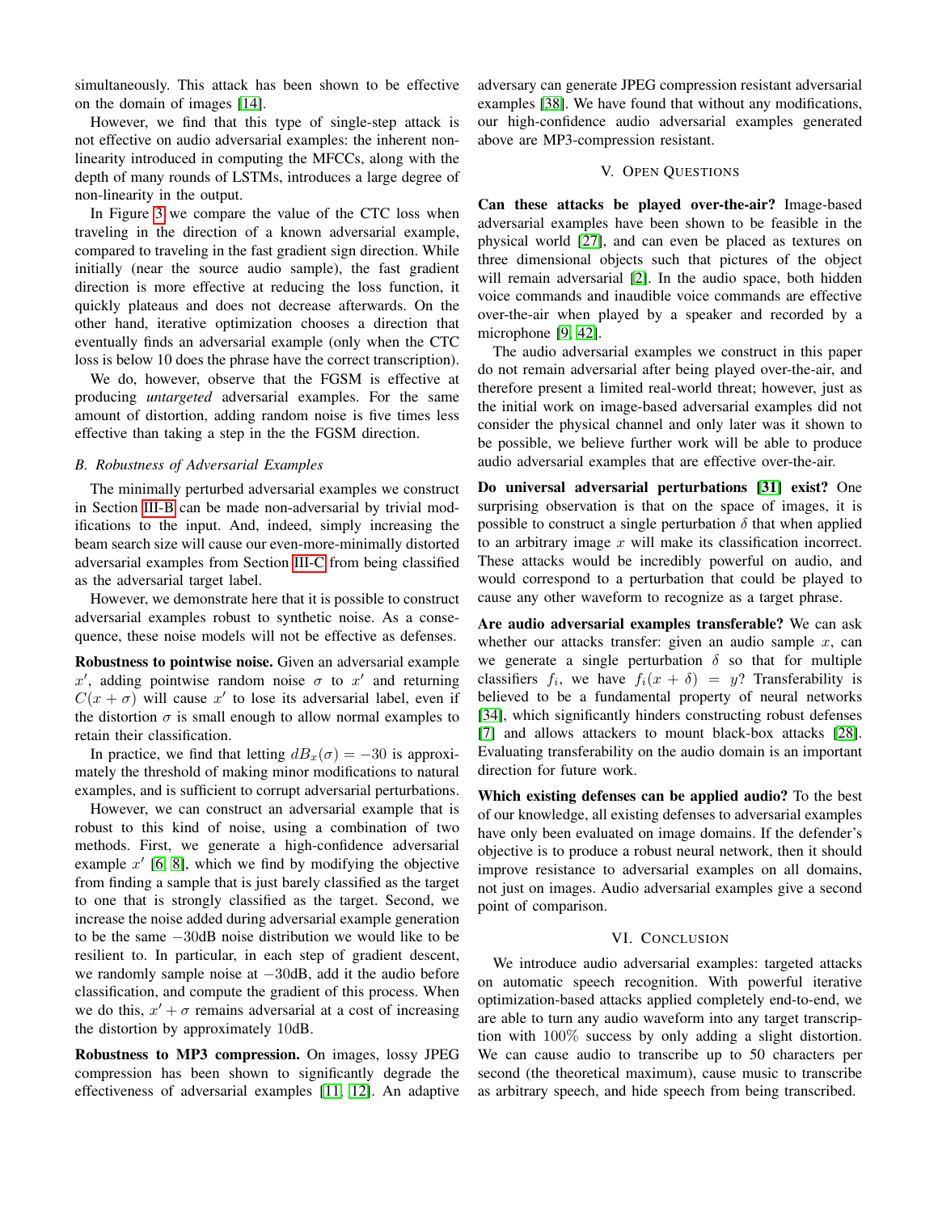simultaneously. This attack has been shown to be effective on the domain of images [14].

However, we find that this type of single-step attack is not effective on audio adversarial examples: the inherent non-linearity introduced in computing the MFCCs, along with the depth of many rounds of LSTMs, introduces a large degree of non-linearity in the output.

In Figure 3 we compare the value of the CTC loss when traveling in the direction of a known adversarial example, compared to traveling in the fast gradient sign direction. While initially (near the source audio sample), the fast gradient direction is more effective at reducing the loss function, it quickly plateaus and does not decrease afterwards. On the other hand, iterative optimization chooses a direction that eventually finds an adversarial example (only when the CTC loss is below 10 does the phrase have the correct transcription).

We do, however, observe that the FGSM is effective at producing *untargeted* adversarial examples. For the same amount of distortion, adding random noise is five times less effective than taking a step in the the FGSM direction.

### B. Robustness of Adversarial Examples

The minimally perturbed adversarial examples we construct in Section III-B can be made non-adversarial by trivial modifications to the input. And, indeed, simply increasing the beam search size will cause our even-more-minimally distorted adversarial examples from Section III-C from being classified as the adversarial target label.

However, we demonstrate here that it is possible to construct adversarial examples robust to synthetic noise. As a consequence, these noise models will not be effective as defenses.

**Robustness to pointwise noise.** Given an adversarial example $x'$, adding pointwise random noise $\sigma$ to $x'$ and returning $C(x + \sigma)$ will cause $x'$ to lose its adversarial label, even if the distortion $\sigma$ is small enough to allow normal examples to retain their classification.

In practice, we find that letting $dB_x(\sigma) = -30$ is approximately the threshold of making minor modifications to natural examples, and is sufficient to corrupt adversarial perturbations.

However, we can construct an adversarial example that is robust to this kind of noise, using a combination of two methods. First, we generate a high-confidence adversarial example $x'$ [6, 8], which we find by modifying the objective from finding a sample that is just barely classified as the target to one that is strongly classified as the target. Second, we increase the noise added during adversarial example generation to be the same $-30$dB noise distribution we would like to be resilient to. In particular, in each step of gradient descent, we randomly sample noise at $-30$dB, add it the audio before classification, and compute the gradient of this process. When we do this, $x' + \sigma$ remains adversarial at a cost of increasing the distortion by approximately 10dB.

**Robustness to MP3 compression.** On images, lossy JPEG compression has been shown to significantly degrade the effectiveness of adversarial examples [11, 12]. An adaptive adversary can generate JPEG compression resistant adversarial examples [38]. We have found that without any modifications, our high-confidence audio adversarial examples generated above are MP3-compression resistant.

## V. Open Questions

**Can these attacks be played over-the-air?** Image-based adversarial examples have been shown to be feasible in the physical world [27], and can even be placed as textures on three dimensional objects such that pictures of the object will remain adversarial [2]. In the audio space, both hidden voice commands and inaudible voice commands are effective over-the-air when played by a speaker and recorded by a microphone [9, 42].

The audio adversarial examples we construct in this paper do not remain adversarial after being played over-the-air, and therefore present a limited real-world threat; however, just as the initial work on image-based adversarial examples did not consider the physical channel and only later was it shown to be possible, we believe further work will be able to produce audio adversarial examples that are effective over-the-air.

**Do universal adversarial perturbations [31] exist?** One surprising observation is that on the space of images, it is possible to construct a single perturbation $\delta$ that when applied to an arbitrary image $x$ will make its classification incorrect. These attacks would be incredibly powerful on audio, and would correspond to a perturbation that could be played to cause any other waveform to recognize as a target phrase.

**Are audio adversarial examples transferable?** We can ask whether our attacks transfer: given an audio sample $x$, can we generate a single perturbation $\delta$ so that for multiple classifiers $f_i$, we have $f_i(x + \delta) = y$? Transferability is believed to be a fundamental property of neural networks [34], which significantly hinders constructing robust defenses [7] and allows attackers to mount black-box attacks [28]. Evaluating transferability on the audio domain is an important direction for future work.

**Which existing defenses can be applied audio?** To the best of our knowledge, all existing defenses to adversarial examples have only been evaluated on image domains. If the defender's objective is to produce a robust neural network, then it should improve resistance to adversarial examples on all domains, not just on images. Audio adversarial examples give a second point of comparison.

## VI. Conclusion

We introduce audio adversarial examples: targeted attacks on automatic speech recognition. With powerful iterative optimization-based attacks applied completely end-to-end, we are able to turn any audio waveform into any target transcription with $100\%$ success by only adding a slight distortion. We can cause audio to transcribe up to 50 characters per second (the theoretical maximum), cause music to transcribe as arbitrary speech, and hide speech from being transcribed.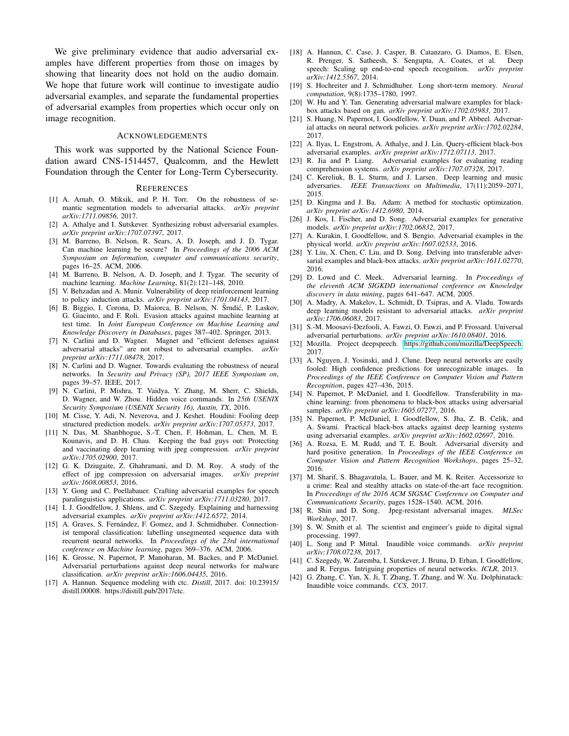We give preliminary evidence that audio adversarial examples have different properties from those on images by showing that linearity does not hold on the audio domain. We hope that future work will continue to investigate audio adversarial examples, and separate the fundamental properties of adversarial examples from properties which occur only on image recognition.

## Acknowledgements

This work was supported by the National Science Foundation award CNS-1514457, Qualcomm, and the Hewlett Foundation through the Center for Long-Term Cybersecurity.

## References

[1] A. Arnab, O. Miksik, and P. H. Torr. On the robustness of semantic segmentation models to adversarial attacks. *arXiv preprint arXiv:1711.09856*, 2017.

[2] A. Athalye and I. Sutskever. Synthesizing robust adversarial examples. *arXiv preprint arXiv:1707.07397*, 2017.

[3] M. Barreno, B. Nelson, R. Sears, A. D. Joseph, and J. D. Tygar. Can machine learning be secure? In *Proceedings of the 2006 ACM Symposium on Information, computer and communications security*, pages 16–25. ACM, 2006.

[4] M. Barreno, B. Nelson, A. D. Joseph, and J. Tygar. The security of machine learning. *Machine Learning*, 81(2):121–148, 2010.

[5] V. Behzadan and A. Munir. Vulnerability of deep reinforcement learning to policy induction attacks. *arXiv preprint arXiv:1701.04143*, 2017.

[6] B. Biggio, I. Corona, D. Maiorca, B. Nelson, N. Šrndić, P. Laskov, G. Giacinto, and F. Roli. Evasion attacks against machine learning at test time. In *Joint European Conference on Machine Learning and Knowledge Discovery in Databases*, pages 387–402. Springer, 2013.

[7] N. Carlini and D. Wagner. Magnet and "efficient defenses against adversarial attacks" are not robust to adversarial examples. *arXiv preprint arXiv:1711.08478*, 2017.

[8] N. Carlini and D. Wagner. Towards evaluating the robustness of neural networks. In *Security and Privacy (SP), 2017 IEEE Symposium on*, pages 39–57. IEEE, 2017.

[9] N. Carlini, P. Mishra, T. Vaidya, Y. Zhang, M. Sherr, C. Shields, D. Wagner, and W. Zhou. Hidden voice commands. In *25th USENIX Security Symposium (USENIX Security 16), Austin, TX*, 2016.

[10] M. Cisse, Y. Adi, N. Neverova, and J. Keshet. Houdini: Fooling deep structured prediction models. *arXiv preprint arXiv:1707.05373*, 2017.

[11] N. Das, M. Shanbhogue, S.-T. Chen, F. Hohman, L. Chen, M. E. Kounavis, and D. H. Chau. Keeping the bad guys out: Protecting and vaccinating deep learning with jpeg compression. *arXiv preprint arXiv:1705.02900*, 2017.

[12] G. K. Dziugaite, Z. Ghahramani, and D. M. Roy. A study of the effect of jpg compression on adversarial images. *arXiv preprint arXiv:1608.00853*, 2016.

[13] Y. Gong and C. Poellabauer. Crafting adversarial examples for speech paralinguistics applications. *arXiv preprint arXiv:1711.03280*, 2017.

[14] I. J. Goodfellow, J. Shlens, and C. Szegedy. Explaining and harnessing adversarial examples. *arXiv preprint arXiv:1412.6572*, 2014.

[15] A. Graves, S. Fernández, F. Gomez, and J. Schmidhuber. Connectionist temporal classification: labelling unsegmented sequence data with recurrent neural networks. In *Proceedings of the 23rd international conference on Machine learning*, pages 369–376. ACM, 2006.

[16] K. Grosse, N. Papernot, P. Manoharan, M. Backes, and P. McDaniel. Adversarial perturbations against deep neural networks for malware classification. *arXiv preprint arXiv:1606.04435*, 2016.

[17] A. Hannun. Sequence modeling with ctc. *Distill*, 2017. doi: 10.23915/distill.00008. https://distill.pub/2017/ctc.

[18] A. Hannun, C. Case, J. Casper, B. Catanzaro, G. Diamos, E. Elsen, R. Prenger, S. Satheesh, S. Sengupta, A. Coates, et al. Deep speech: Scaling up end-to-end speech recognition. *arXiv preprint arXiv:1412.5567*, 2014.

[19] S. Hochreiter and J. Schmidhuber. Long short-term memory. *Neural computation*, 9(8):1735–1780, 1997.

[20] W. Hu and Y. Tan. Generating adversarial malware examples for black-box attacks based on gan. *arXiv preprint arXiv:1702.05983*, 2017.

[21] S. Huang, N. Papernot, I. Goodfellow, Y. Duan, and P. Abbeel. Adversarial attacks on neural network policies. *arXiv preprint arXiv:1702.02284*, 2017.

[22] A. Ilyas, L. Engstrom, A. Athalye, and J. Lin. Query-efficient black-box adversarial examples. *arXiv preprint arXiv:1712.07113*, 2017.

[23] R. Jia and P. Liang. Adversarial examples for evaluating reading comprehension systems. *arXiv preprint arXiv:1707.07328*, 2017.

[24] C. Kereliuk, B. L. Sturm, and J. Larsen. Deep learning and music adversaries. *IEEE Transactions on Multimedia*, 17(11):2059–2071, 2015.

[25] D. Kingma and J. Ba. Adam: A method for stochastic optimization. *arXiv preprint arXiv:1412.6980*, 2014.

[26] J. Kos, I. Fischer, and D. Song. Adversarial examples for generative models. *arXiv preprint arXiv:1702.06832*, 2017.

[27] A. Kurakin, I. Goodfellow, and S. Bengio. Adversarial examples in the physical world. *arXiv preprint arXiv:1607.02533*, 2016.

[28] Y. Liu, X. Chen, C. Liu, and D. Song. Delving into transferable adversarial examples and black-box attacks. *arXiv preprint arXiv:1611.02770*, 2016.

[29] D. Lowd and C. Meek. Adversarial learning. In *Proceedings of the eleventh ACM SIGKDD international conference on Knowledge discovery in data mining*, pages 641–647. ACM, 2005.

[30] A. Madry, A. Makelov, L. Schmidt, D. Tsipras, and A. Vladu. Towards deep learning models resistant to adversarial attacks. *arXiv preprint arXiv:1706.06083*, 2017.

[31] S.-M. Moosavi-Dezfooli, A. Fawzi, O. Fawzi, and P. Frossard. Universal adversarial perturbations. *arXiv preprint arXiv:1610.08401*, 2016.

[32] Mozilla. Project deepspeech. https://github.com/mozilla/DeepSpeech, 2017.

[33] A. Nguyen, J. Yosinski, and J. Clune. Deep neural networks are easily fooled: High confidence predictions for unrecognizable images. In *Proceedings of the IEEE Conference on Computer Vision and Pattern Recognition*, pages 427–436, 2015.

[34] N. Papernot, P. McDaniel, and I. Goodfellow. Transferability in machine learning: from phenomena to black-box attacks using adversarial samples. *arXiv preprint arXiv:1605.07277*, 2016.

[35] N. Papernot, P. McDaniel, I. Goodfellow, S. Jha, Z. B. Celik, and A. Swami. Practical black-box attacks against deep learning systems using adversarial examples. *arXiv preprint arXiv:1602.02697*, 2016.

[36] A. Rozsa, E. M. Rudd, and T. E. Boult. Adversarial diversity and hard positive generation. In *Proceedings of the IEEE Conference on Computer Vision and Pattern Recognition Workshops*, pages 25–32, 2016.

[37] M. Sharif, S. Bhagavatula, L. Bauer, and M. K. Reiter. Accessorize to a crime: Real and stealthy attacks on state-of-the-art face recognition. In *Proceedings of the 2016 ACM SIGSAC Conference on Computer and Communications Security*, pages 1528–1540. ACM, 2016.

[38] R. Shin and D. Song. Jpeg-resistant adversarial images. *MLSec Workshop*, 2017.

[39] S. W. Smith et al. The scientist and engineer's guide to digital signal processing. 1997.

[40] L. Song and P. Mittal. Inaudible voice commands. *arXiv preprint arXiv:1708.07238*, 2017.

[41] C. Szegedy, W. Zaremba, I. Sutskever, J. Bruna, D. Erhan, I. Goodfellow, and R. Fergus. Intriguing properties of neural networks. *ICLR*, 2013.

[42] G. Zhang, C. Yan, X. Ji, T. Zhang, T. Zhang, and W. Xu. Dolphinatack: Inaudible voice commands. *CCS*, 2017.